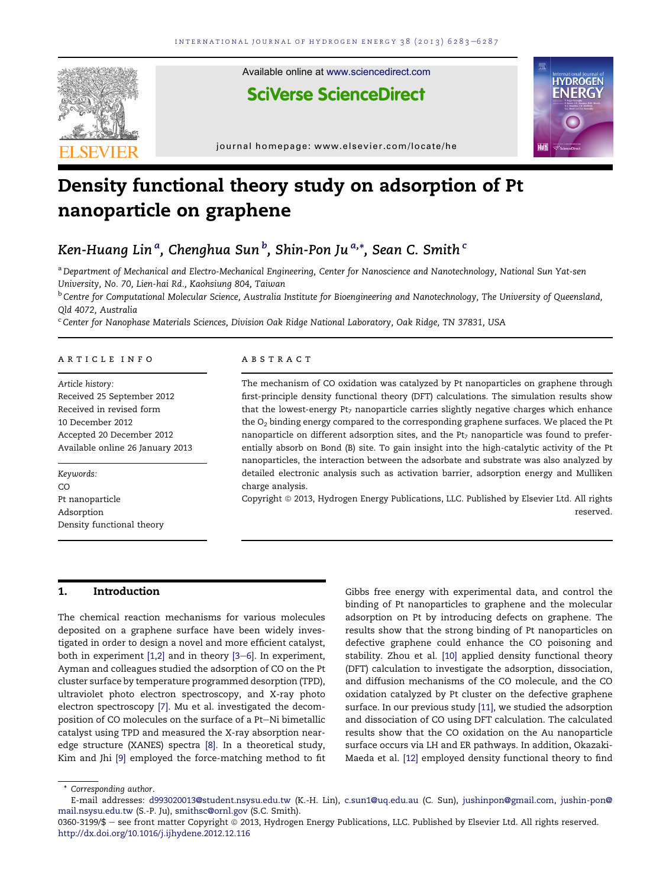# Density functional theory study on adsorption of Pt nanoparticle on graphene

Ken-Huang Lin [a], Chenghua Sun [b], Shin-Pon Ju [a,*], Sean C. Smith [c]

[a] Department of Mechanical and Electro-Mechanical Engineering, Center for Nanoscience and Nanotechnology, National Sun Yat-sen University, No. 70, Lien-hai Rd., Kaohsiung 804, Taiwan

[b] Centre for Computational Molecular Science, Australia Institute for Bioengineering and Nanotechnology, The University of Queensland, Qld 4072, Australia

[c] Center for Nanophase Materials Sciences, Division Oak Ridge National Laboratory, Oak Ridge, TN 37831, USA

## ARTICLE INFO

*Article history:*
Received 25 September 2012
Received in revised form
10 December 2012
Accepted 20 December 2012
Available online 26 January 2013

*Keywords:*
CO
Pt nanoparticle
Adsorption
Density functional theory

## ABSTRACT

The mechanism of CO oxidation was catalyzed by Pt nanoparticles on graphene through first-principle density functional theory (DFT) calculations. The simulation results show that the lowest-energy $Pt_7$ nanoparticle carries slightly negative charges which enhance the $O_2$ binding energy compared to the corresponding graphene surfaces. We placed the Pt nanoparticle on different adsorption sites, and the $Pt_7$ nanoparticle was found to preferentially absorb on Bond (B) site. To gain insight into the high-catalytic activity of the Pt nanoparticles, the interaction between the adsorbate and substrate was also analyzed by detailed electronic analysis such as activation barrier, adsorption energy and Mulliken charge analysis.

Copyright © 2013, Hydrogen Energy Publications, LLC. Published by Elsevier Ltd. All rights reserved.

## 1. Introduction

The chemical reaction mechanisms for various molecules deposited on a graphene surface have been widely investigated in order to design a novel and more efficient catalyst, both in experiment [1,2] and in theory [3–6]. In experiment, Ayman and colleagues studied the adsorption of CO on the Pt cluster surface by temperature programmed desorption (TPD), ultraviolet photo electron spectroscopy, and X-ray photo electron spectroscopy [7]. Mu et al. investigated the decomposition of CO molecules on the surface of a Pt–Ni bimetallic catalyst using TPD and measured the X-ray absorption near-edge structure (XANES) spectra [8]. In a theoretical study, Kim and Jhi [9] employed the force-matching method to fit Gibbs free energy with experimental data, and control the binding of Pt nanoparticles to graphene and the molecular adsorption on Pt by introducing defects on graphene. The results show that the strong binding of Pt nanoparticles on defective graphene could enhance the CO poisoning and stability. Zhou et al. [10] applied density functional theory (DFT) calculation to investigate the adsorption, dissociation, and diffusion mechanisms of the CO molecule, and the CO oxidation catalyzed by Pt cluster on the defective graphene surface. In our previous study [11], we studied the adsorption and dissociation of CO using DFT calculation. The calculated results show that the CO oxidation on the Au nanoparticle surface occurs via LH and ER pathways. In addition, Okazaki-Maeda et al. [12] employed density functional theory to find

\* Corresponding author.
E-mail addresses: d993020013@student.nsysu.edu.tw (K.-H. Lin), c.sun1@uq.edu.au (C. Sun), jushinpon@gmail.com, jushin-pon@mail.nsysu.edu.tw (S.-P. Ju), smithsc@ornl.gov (S.C. Smith).
0360-3199/$ – see front matter Copyright © 2013, Hydrogen Energy Publications, LLC. Published by Elsevier Ltd. All rights reserved.
http://dx.doi.org/10.1016/j.ijhydene.2012.12.116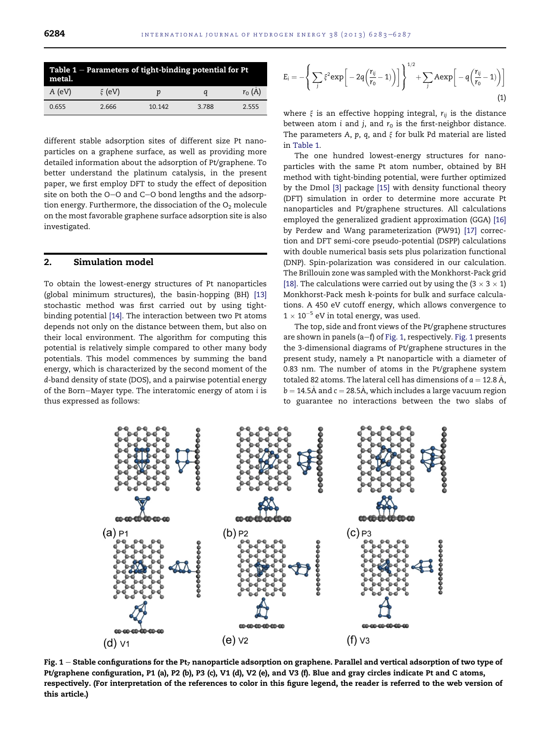**Table 1 – Parameters of tight-binding potential for Pt metal.**

| A (eV) | $\xi$ (eV) | $p$ | $q$ | $r_0$ (Å) |
|---|---|---|---|---|
| 0.655 | 2.666 | 10.142 | 3.788 | 2.555 |

different stable adsorption sites of different size Pt nanoparticles on a graphene surface, as well as providing more detailed information about the adsorption of Pt/graphene. To better understand the platinum catalysis, in the present paper, we first employ DFT to study the effect of deposition site on both the O–O and C–O bond lengths and the adsorption energy. Furthermore, the dissociation of the $O_2$ molecule on the most favorable graphene surface adsorption site is also investigated.

## 2. Simulation model

To obtain the lowest-energy structures of Pt nanoparticles (global minimum structures), the basin-hopping (BH) [13] stochastic method was first carried out by using tight-binding potential [14]. The interaction between two Pt atoms depends not only on the distance between them, but also on their local environment. The algorithm for computing this potential is relatively simple compared to other many body potentials. This model commences by summing the band energy, which is characterized by the second moment of the $d$-band density of state (DOS), and a pairwise potential energy of the Born–Mayer type. The interatomic energy of atom $i$ is thus expressed as follows:

$$E_i = -\left\{\sum_j \xi^2 \exp\left[-2q\left(\frac{r_{ij}}{r_0}-1\right)\right]\right\}^{1/2} + \sum_j A \exp\left[-q\left(\frac{r_{ij}}{r_0}-1\right)\right] \quad (1)$$

where $\xi$ is an effective hopping integral, $r_{ij}$ is the distance between atom $i$ and $j$, and $r_0$ is the first-neighbor distance. The parameters $A$, $p$, $q$, and $\xi$ for bulk Pd material are listed in Table 1.

The one hundred lowest-energy structures for nanoparticles with the same Pt atom number, obtained by BH method with tight-binding potential, were further optimized by the Dmol [3] package [15] with density functional theory (DFT) simulation in order to determine more accurate Pt nanoparticles and Pt/graphene structures. All calculations employed the generalized gradient approximation (GGA) [16] by Perdew and Wang parameterization (PW91) [17] correction and DFT semi-core pseudo-potential (DSPP) calculations with double numerical basis sets plus polarization functional (DNP). Spin-polarization was considered in our calculation. The Brillouin zone was sampled with the Monkhorst-Pack grid [18]. The calculations were carried out by using the $(3 \times 3 \times 1)$ Monkhorst-Pack mesh $k$-points for bulk and surface calculations. A 450 eV cutoff energy, which allows convergence to $1 \times 10^{-5}$ eV in total energy, was used.

The top, side and front views of the Pt/graphene structures are shown in panels (a–f) of Fig. 1, respectively. Fig. 1 presents the 3-dimensional diagrams of Pt/graphene structures in the present study, namely a Pt nanoparticle with a diameter of 0.83 nm. The number of atoms in the Pt/graphene system totaled 82 atoms. The lateral cell has dimensions of $a = 12.8$ Å, $b = 14.5$Å and $c = 28.5$Å, which includes a large vacuum region to guarantee no interactions between the two slabs of

**Fig. 1 – Stable configurations for the $Pt_7$ nanoparticle adsorption on graphene. Parallel and vertical adsorption of two type of Pt/graphene configuration, P1 (a), P2 (b), P3 (c), V1 (d), V2 (e), and V3 (f). Blue and gray circles indicate Pt and C atoms, respectively. (For interpretation of the references to color in this figure legend, the reader is referred to the web version of this article.)**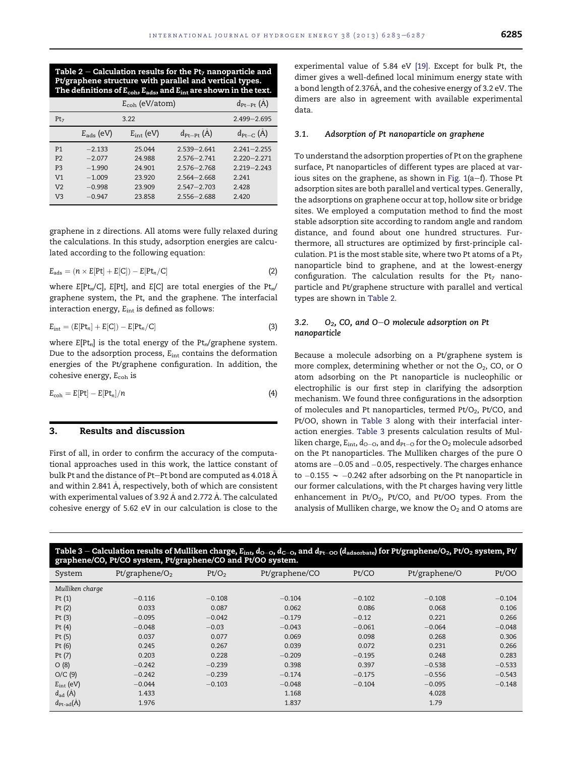**Table 2 – Calculation results for the $Pt_7$ nanoparticle and Pt/graphene structure with parallel and vertical types. The definitions of $E_{coh}$, $E_{ads}$, and $E_{int}$ are shown in the text.**

| | $E_{coh}$ (eV/atom) | | | $d_{Pt-Pt}$ (Å) |
|---|---|---|---|---|
| $Pt_7$ | 3.22 | | | 2.499–2.695 |
| | $E_{ads}$ (eV) | $E_{int}$ (eV) | $d_{Pt-Pt}$ (Å) | $d_{Pt-C}$ (Å) |
| P1 | −2.133 | 25.044 | 2.539–2.641 | 2.241–2.255 |
| P2 | −2.077 | 24.988 | 2.576–2.741 | 2.220–2.271 |
| P3 | −1.990 | 24.901 | 2.576–2.768 | 2.219–2.243 |
| V1 | −1.009 | 23.920 | 2.564–2.668 | 2.241 |
| V2 | −0.998 | 23.909 | 2.547–2.703 | 2.428 |
| V3 | −0.947 | 23.858 | 2.556–2.688 | 2.420 |

graphene in z directions. All atoms were fully relaxed during the calculations. In this study, adsorption energies are calculated according to the following equation:

$$E_{ads} = (n \times E[Pt] + E[C]) - E[Pt_n/C] \tag{2}$$

where $E[Pt_n/C]$, $E[Pt]$, and $E[C]$ are total energies of the $Pt_n$/graphene system, the Pt, and the graphene. The interfacial interaction energy, $E_{int}$ is defined as follows:

$$E_{int} = (E[Pt_n] + E[C]) - E[Pt_n/C] \tag{3}$$

where $E[Pt_n]$ is the total energy of the $Pt_n$/graphene system. Due to the adsorption process, $E_{int}$ contains the deformation energies of the Pt/graphene configuration. In addition, the cohesive energy, $E_{coh}$ is

$$E_{coh} = E[Pt] - E[Pt_n]/n \tag{4}$$

## 3. Results and discussion

First of all, in order to confirm the accuracy of the computational approaches used in this work, the lattice constant of bulk Pt and the distance of Pt–Pt bond are computed as 4.018 Å and within 2.841 Å, respectively, both of which are consistent with experimental values of 3.92 Å and 2.772 Å. The calculated cohesive energy of 5.62 eV in our calculation is close to the experimental value of 5.84 eV [19]. Except for bulk Pt, the dimer gives a well-defined local minimum energy state with a bond length of 2.376Å, and the cohesive energy of 3.2 eV. The dimers are also in agreement with available experimental data.

### 3.1. *Adsorption of Pt nanoparticle on graphene*

To understand the adsorption properties of Pt on the graphene surface, Pt nanoparticles of different types are placed at various sites on the graphene, as shown in Fig. 1(a–f). Those Pt adsorption sites are both parallel and vertical types. Generally, the adsorptions on graphene occur at top, hollow site or bridge sites. We employed a computation method to find the most stable adsorption site according to random angle and random distance, and found about one hundred structures. Furthermore, all structures are optimized by first-principle calculation. P1 is the most stable site, where two Pt atoms of a $Pt_7$ nanoparticle bind to graphene, and at the lowest-energy configuration. The calculation results for the $Pt_7$ nanoparticle and Pt/graphene structure with parallel and vertical types are shown in Table 2.

### 3.2. *$O_2$, CO, and O–O molecule adsorption on Pt nanoparticle*

Because a molecule adsorbing on a Pt/graphene system is more complex, determining whether or not the $O_2$, CO, or O atom adsorbing on the Pt nanoparticle is nucleophilic or electrophilic is our first step in clarifying the adsorption mechanism. We found three configurations in the adsorption of molecules and Pt nanoparticles, termed Pt/$O_2$, Pt/CO, and Pt/OO, shown in Table 3 along with their interfacial interaction energies. Table 3 presents calculation results of Mulliken charge, $E_{int}$, $d_{O-O}$, and $d_{Pt-O}$ for the $O_2$ molecule adsorbed on the Pt nanoparticles. The Mulliken charges of the pure O atoms are −0.05 and −0.05, respectively. The charges enhance to −0.155 ∼ −0.242 after adsorbing on the Pt nanoparticle in our former calculations, with the Pt charges having very little enhancement in Pt/$O_2$, Pt/CO, and Pt/OO types. From the analysis of Mulliken charge, we know the $O_2$ and O atoms are

**Table 3 – Calculation results of Mulliken charge, $E_{int}$, $d_{O-O}$, $d_{C-O}$, and $d_{Pt-OO}$ ($d_{adsorbate}$) for Pt/graphene/$O_2$, Pt/$O_2$ system, Pt/graphene/CO, Pt/CO system, Pt/graphene/CO and Pt/OO system.**

| System | Pt/graphene/$O_2$ | Pt/$O_2$ | Pt/graphene/CO | Pt/CO | Pt/graphene/O | Pt/OO |
|---|---|---|---|---|---|---|
| *Mulliken charge* | | | | | | |
| Pt (1) | −0.116 | −0.108 | −0.104 | −0.102 | −0.108 | −0.104 |
| Pt (2) | 0.033 | 0.087 | 0.062 | 0.086 | 0.068 | 0.106 |
| Pt (3) | −0.095 | −0.042 | −0.179 | −0.12 | 0.221 | 0.266 |
| Pt (4) | −0.048 | −0.03 | −0.043 | −0.061 | −0.064 | −0.048 |
| Pt (5) | 0.037 | 0.077 | 0.069 | 0.098 | 0.268 | 0.306 |
| Pt (6) | 0.245 | 0.267 | 0.039 | 0.072 | 0.231 | 0.266 |
| Pt (7) | 0.203 | 0.228 | −0.209 | −0.195 | 0.248 | 0.283 |
| O (8) | −0.242 | −0.239 | 0.398 | 0.397 | −0.538 | −0.533 |
| O/C (9) | −0.242 | −0.239 | −0.174 | −0.175 | −0.556 | −0.543 |
| $E_{int}$ (eV) | −0.044 | −0.103 | −0.048 | −0.104 | −0.095 | −0.148 |
| $d_{ad}$ (Å) | 1.433 | | 1.168 | | 4.028 | |
| $d_{Pt-ad}$(Å) | 1.976 | | 1.837 | | 1.79 | |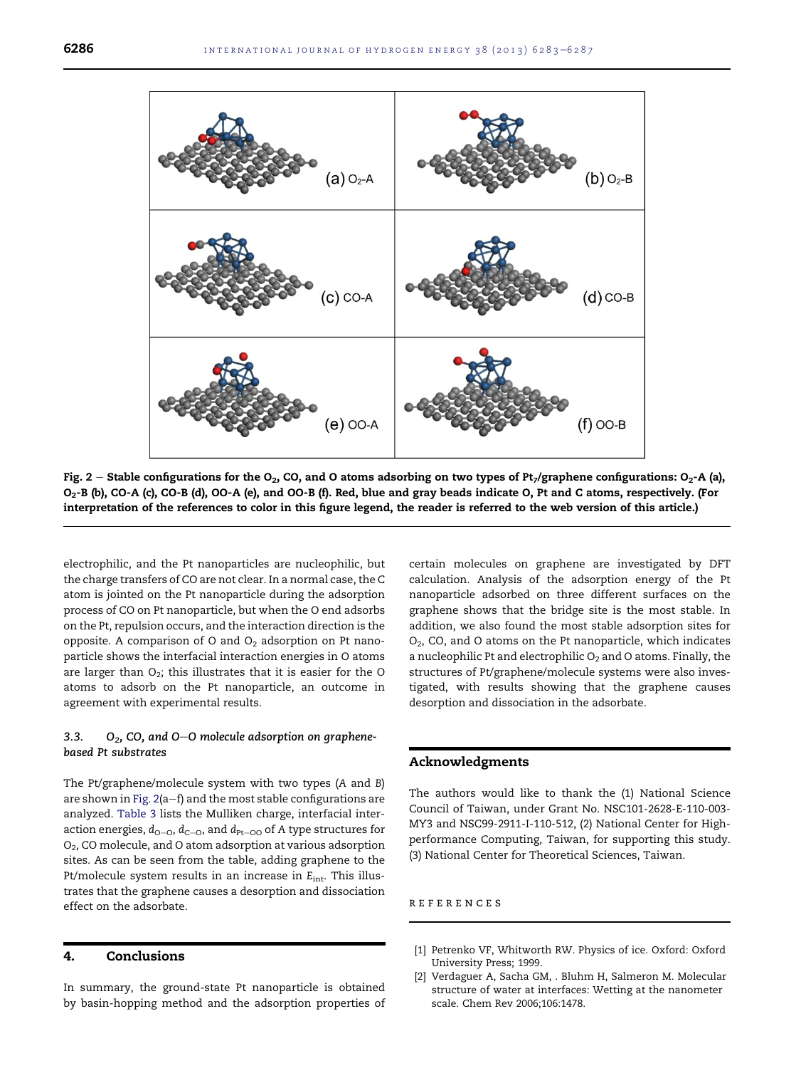Fig. 2 – Stable configurations for the $O_2$, CO, and O atoms adsorbing on two types of $Pt_7$/graphene configurations: $O_2$-A (a), $O_2$-B (b), CO-A (c), CO-B (d), OO-A (e), and OO-B (f). Red, blue and gray beads indicate O, Pt and C atoms, respectively. (For interpretation of the references to color in this figure legend, the reader is referred to the web version of this article.)

electrophilic, and the Pt nanoparticles are nucleophilic, but the charge transfers of CO are not clear. In a normal case, the C atom is jointed on the Pt nanoparticle during the adsorption process of CO on Pt nanoparticle, but when the O end adsorbs on the Pt, repulsion occurs, and the interaction direction is the opposite. A comparison of O and $O_2$ adsorption on Pt nanoparticle shows the interfacial interaction energies in O atoms are larger than $O_2$; this illustrates that it is easier for the O atoms to adsorb on the Pt nanoparticle, an outcome in agreement with experimental results.

### 3.3. $O_2$, CO, and O–O molecule adsorption on graphene-based Pt substrates

The Pt/graphene/molecule system with two types (*A* and *B*) are shown in Fig. 2(a–f) and the most stable configurations are analyzed. Table 3 lists the Mulliken charge, interfacial interaction energies, $d_{O-O}$, $d_{C-O}$, and $d_{Pt-OO}$ of A type structures for $O_2$, CO molecule, and O atom adsorption at various adsorption sites. As can be seen from the table, adding graphene to the Pt/molecule system results in an increase in $E_{int}$. This illustrates that the graphene causes a desorption and dissociation effect on the adsorbate.

## 4. Conclusions

In summary, the ground-state Pt nanoparticle is obtained by basin-hopping method and the adsorption properties of certain molecules on graphene are investigated by DFT calculation. Analysis of the adsorption energy of the Pt nanoparticle adsorbed on three different surfaces on the graphene shows that the bridge site is the most stable. In addition, we also found the most stable adsorption sites for $O_2$, CO, and O atoms on the Pt nanoparticle, which indicates a nucleophilic Pt and electrophilic $O_2$ and O atoms. Finally, the structures of Pt/graphene/molecule systems were also investigated, with results showing that the graphene causes desorption and dissociation in the adsorbate.

## Acknowledgments

The authors would like to thank the (1) National Science Council of Taiwan, under Grant No. NSC101-2628-E-110-003-MY3 and NSC99-2911-I-110-512, (2) National Center for High-performance Computing, Taiwan, for supporting this study. (3) National Center for Theoretical Sciences, Taiwan.

## REFERENCES

[1] Petrenko VF, Whitworth RW. Physics of ice. Oxford: Oxford University Press; 1999.

[2] Verdaguer A, Sacha GM, . Bluhm H, Salmeron M. Molecular structure of water at interfaces: Wetting at the nanometer scale. Chem Rev 2006;106:1478.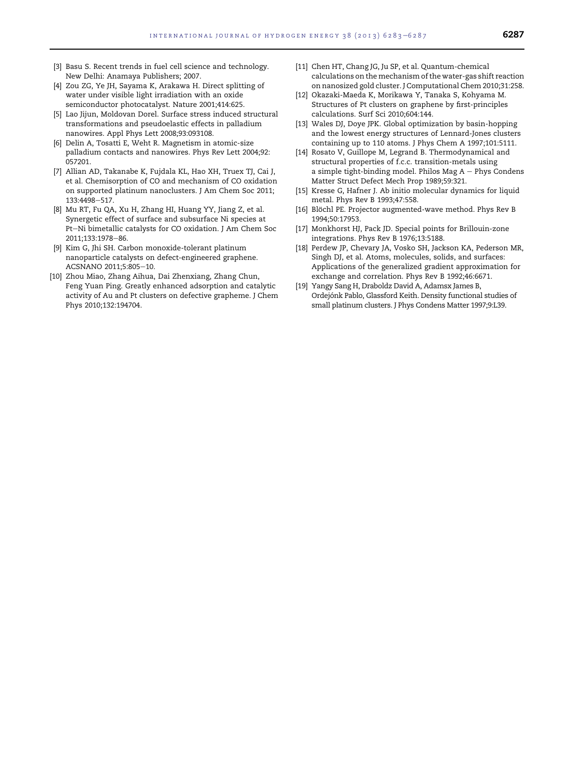[3] Basu S. Recent trends in fuel cell science and technology. New Delhi: Anamaya Publishers; 2007.

[4] Zou ZG, Ye JH, Sayama K, Arakawa H. Direct splitting of water under visible light irradiation with an oxide semiconductor photocatalyst. Nature 2001;414:625.

[5] Lao Jijun, Moldovan Dorel. Surface stress induced structural transformations and pseudoelastic effects in palladium nanowires. Appl Phys Lett 2008;93:093108.

[6] Delin A, Tosatti E, Weht R. Magnetism in atomic-size palladium contacts and nanowires. Phys Rev Lett 2004;92: 057201.

[7] Allian AD, Takanabe K, Fujdala KL, Hao XH, Truex TJ, Cai J, et al. Chemisorption of CO and mechanism of CO oxidation on supported platinum nanoclusters. J Am Chem Soc 2011; 133:4498–517.

[8] Mu RT, Fu QA, Xu H, Zhang HI, Huang YY, Jiang Z, et al. Synergetic effect of surface and subsurface Ni species at Pt–Ni bimetallic catalysts for CO oxidation. J Am Chem Soc 2011;133:1978–86.

[9] Kim G, Jhi SH. Carbon monoxide-tolerant platinum nanoparticle catalysts on defect-engineered graphene. ACSNANO 2011;5:805–10.

[10] Zhou Miao, Zhang Aihua, Dai Zhenxiang, Zhang Chun, Feng Yuan Ping. Greatly enhanced adsorption and catalytic activity of Au and Pt clusters on defective grapheme. J Chem Phys 2010;132:194704.

[11] Chen HT, Chang JG, Ju SP, et al. Quantum-chemical calculations on the mechanism of the water-gas shift reaction on nanosized gold cluster. J Computational Chem 2010;31:258.

[12] Okazaki-Maeda K, Morikawa Y, Tanaka S, Kohyama M. Structures of Pt clusters on graphene by first-principles calculations. Surf Sci 2010;604:144.

[13] Wales DJ, Doye JPK. Global optimization by basin-hopping and the lowest energy structures of Lennard-Jones clusters containing up to 110 atoms. J Phys Chem A 1997;101:5111.

[14] Rosato V, Guillope M, Legrand B. Thermodynamical and structural properties of f.c.c. transition-metals using a simple tight-binding model. Philos Mag A – Phys Condens Matter Struct Defect Mech Prop 1989;59:321.

[15] Kresse G, Hafner J. Ab initio molecular dynamics for liquid metal. Phys Rev B 1993;47:558.

[16] Blöchl PE. Projector augmented-wave method. Phys Rev B 1994;50:17953.

[17] Monkhorst HJ, Pack JD. Special points for Brillouin-zone integrations. Phys Rev B 1976;13:5188.

[18] Perdew JP, Chevary JA, Vosko SH, Jackson KA, Pederson MR, Singh DJ, et al. Atoms, molecules, solids, and surfaces: Applications of the generalized gradient approximation for exchange and correlation. Phys Rev B 1992;46:6671.

[19] Yangy Sang H, Draboldz David A, Adamsx James B, Ordejónk Pablo, Glassford Keith. Density functional studies of small platinum clusters. J Phys Condens Matter 1997;9:L39.